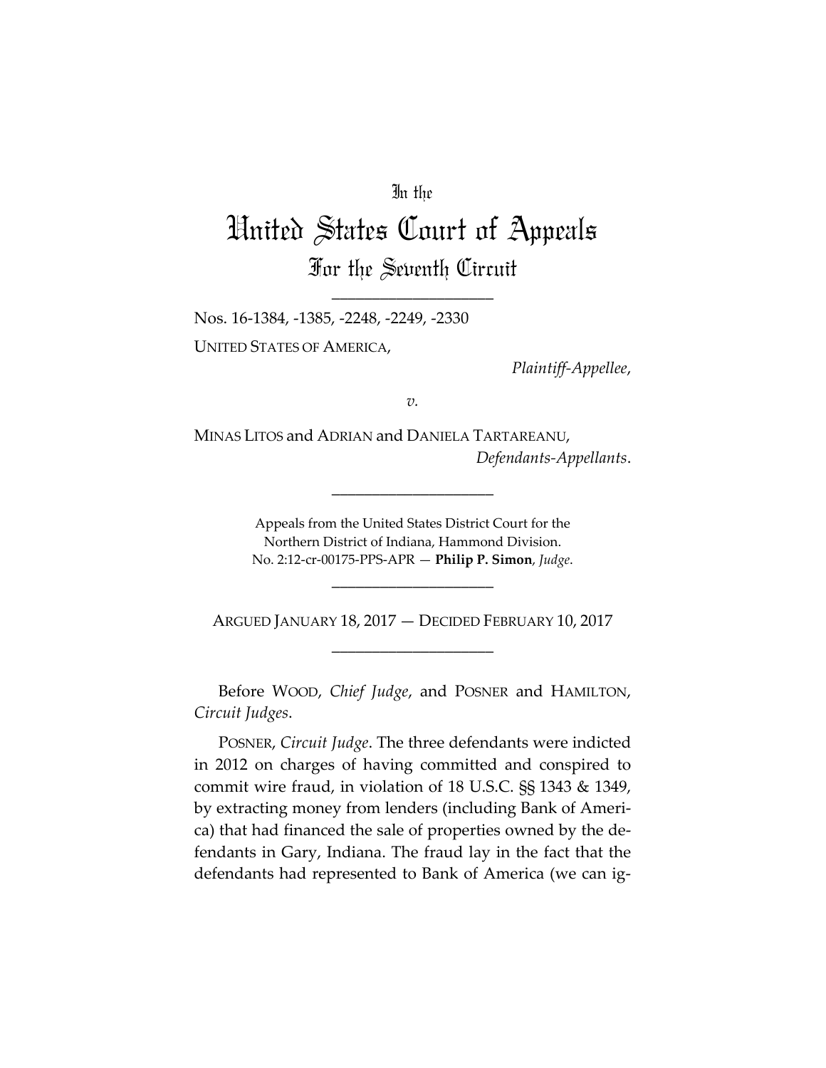In the

# United States Court of Appeals

## For the Seventh Circuit

\_\_\_\_\_\_\_\_\_\_\_\_\_\_\_\_\_\_\_\_

Nos. 16-1384, -1385, -2248, -2249, -2330

UNITED STATES OF AMERICA,

*Plaintiff-Appellee*,

*v.*

MINAS LITOS and ADRIAN and DANIELA TARTAREANU,

*Defendants-Appellants*.

\_\_\_\_\_\_\_\_\_\_\_\_\_\_\_\_\_\_\_\_

Appeals from the United States District Court for the Northern District of Indiana, Hammond Division.
No. 2:12-cr-00175-PPS-APR — **Philip P. Simon**, *Judge*.

\_\_\_\_\_\_\_\_\_\_\_\_\_\_\_\_\_\_\_\_

ARGUED JANUARY 18, 2017 — DECIDED FEBRUARY 10, 2017

\_\_\_\_\_\_\_\_\_\_\_\_\_\_\_\_\_\_\_\_

Before WOOD, *Chief Judge*, and POSNER and HAMILTON, *Circuit Judges*.

POSNER, *Circuit Judge*. The three defendants were indicted in 2012 on charges of having committed and conspired to commit wire fraud, in violation of 18 U.S.C. §§ 1343 & 1349, by extracting money from lenders (including Bank of America) that had financed the sale of properties owned by the defendants in Gary, Indiana. The fraud lay in the fact that the defendants had represented to Bank of America (we can ig-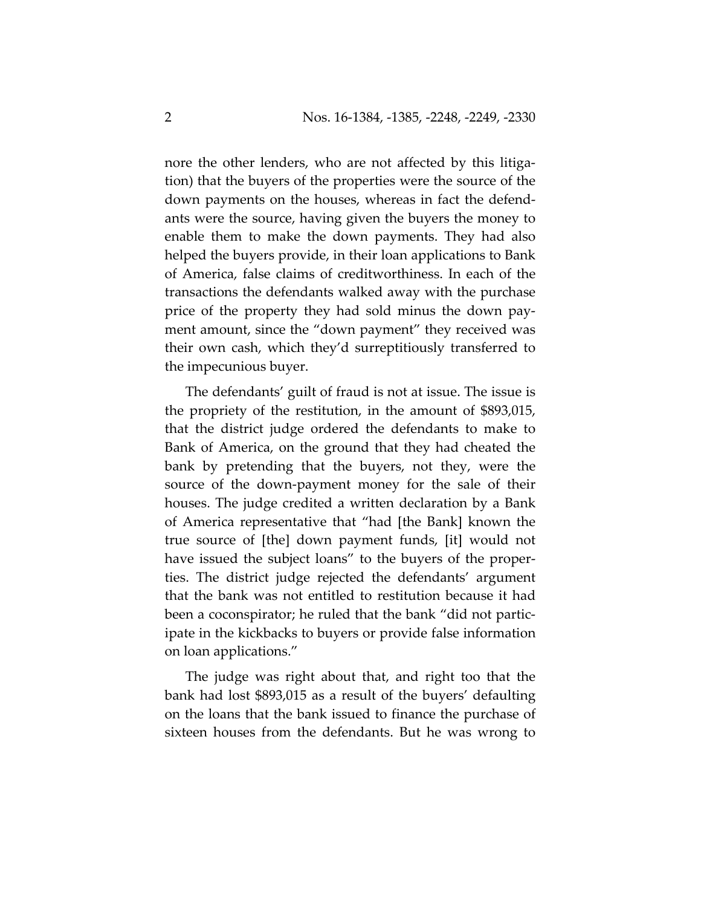nore the other lenders, who are not affected by this litigation) that the buyers of the properties were the source of the down payments on the houses, whereas in fact the defendants were the source, having given the buyers the money to enable them to make the down payments. They had also helped the buyers provide, in their loan applications to Bank of America, false claims of creditworthiness. In each of the transactions the defendants walked away with the purchase price of the property they had sold minus the down payment amount, since the "down payment" they received was their own cash, which they'd surreptitiously transferred to the impecunious buyer.

The defendants' guilt of fraud is not at issue. The issue is the propriety of the restitution, in the amount of $893,015, that the district judge ordered the defendants to make to Bank of America, on the ground that they had cheated the bank by pretending that the buyers, not they, were the source of the down-payment money for the sale of their houses. The judge credited a written declaration by a Bank of America representative that "had [the Bank] known the true source of [the] down payment funds, [it] would not have issued the subject loans" to the buyers of the properties. The district judge rejected the defendants' argument that the bank was not entitled to restitution because it had been a coconspirator; he ruled that the bank "did not participate in the kickbacks to buyers or provide false information on loan applications."

The judge was right about that, and right too that the bank had lost $893,015 as a result of the buyers' defaulting on the loans that the bank issued to finance the purchase of sixteen houses from the defendants. But he was wrong to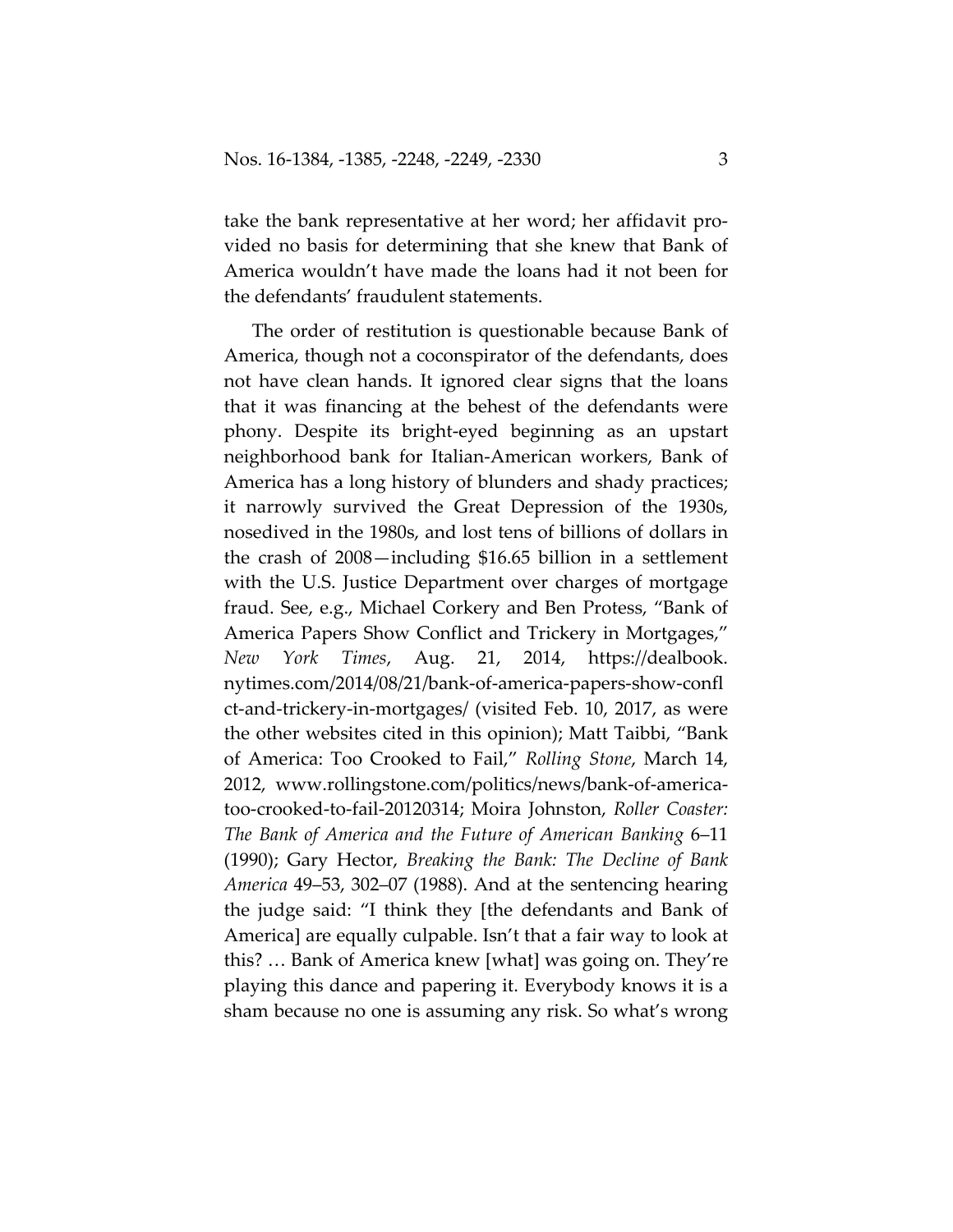take the bank representative at her word; her affidavit provided no basis for determining that she knew that Bank of America wouldn't have made the loans had it not been for the defendants' fraudulent statements.

The order of restitution is questionable because Bank of America, though not a coconspirator of the defendants, does not have clean hands. It ignored clear signs that the loans that it was financing at the behest of the defendants were phony. Despite its bright-eyed beginning as an upstart neighborhood bank for Italian-American workers, Bank of America has a long history of blunders and shady practices; it narrowly survived the Great Depression of the 1930s, nosedived in the 1980s, and lost tens of billions of dollars in the crash of 2008—including \$16.65 billion in a settlement with the U.S. Justice Department over charges of mortgage fraud. See, e.g., Michael Corkery and Ben Protess, "Bank of America Papers Show Conflict and Trickery in Mortgages," *New York Times*, Aug. 21, 2014, https://dealbook.nytimes.com/2014/08/21/bank-of-america-papers-show-conflct-and-trickery-in-mortgages/ (visited Feb. 10, 2017, as were the other websites cited in this opinion); Matt Taibbi, "Bank of America: Too Crooked to Fail," *Rolling Stone*, March 14, 2012, www.rollingstone.com/politics/news/bank-of-america-too-crooked-to-fail-20120314; Moira Johnston, *Roller Coaster: The Bank of America and the Future of American Banking* 6–11 (1990); Gary Hector, *Breaking the Bank: The Decline of Bank America* 49–53, 302–07 (1988). And at the sentencing hearing the judge said: "I think they [the defendants and Bank of America] are equally culpable. Isn't that a fair way to look at this? … Bank of America knew [what] was going on. They're playing this dance and papering it. Everybody knows it is a sham because no one is assuming any risk. So what's wrong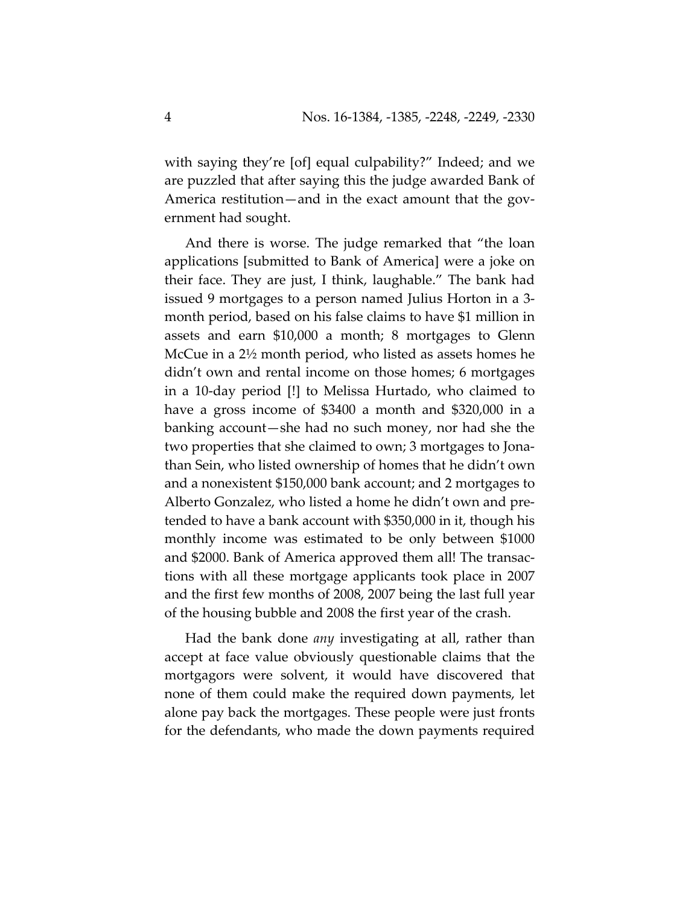with saying they're [of] equal culpability?" Indeed; and we are puzzled that after saying this the judge awarded Bank of America restitution—and in the exact amount that the government had sought.

And there is worse. The judge remarked that "the loan applications [submitted to Bank of America] were a joke on their face. They are just, I think, laughable." The bank had issued 9 mortgages to a person named Julius Horton in a 3-month period, based on his false claims to have $1 million in assets and earn $10,000 a month; 8 mortgages to Glenn McCue in a 2½ month period, who listed as assets homes he didn't own and rental income on those homes; 6 mortgages in a 10-day period [!] to Melissa Hurtado, who claimed to have a gross income of $3400 a month and $320,000 in a banking account—she had no such money, nor had she the two properties that she claimed to own; 3 mortgages to Jonathan Sein, who listed ownership of homes that he didn't own and a nonexistent $150,000 bank account; and 2 mortgages to Alberto Gonzalez, who listed a home he didn't own and pretended to have a bank account with $350,000 in it, though his monthly income was estimated to be only between $1000 and $2000. Bank of America approved them all! The transactions with all these mortgage applicants took place in 2007 and the first few months of 2008, 2007 being the last full year of the housing bubble and 2008 the first year of the crash.

Had the bank done *any* investigating at all, rather than accept at face value obviously questionable claims that the mortgagors were solvent, it would have discovered that none of them could make the required down payments, let alone pay back the mortgages. These people were just fronts for the defendants, who made the down payments required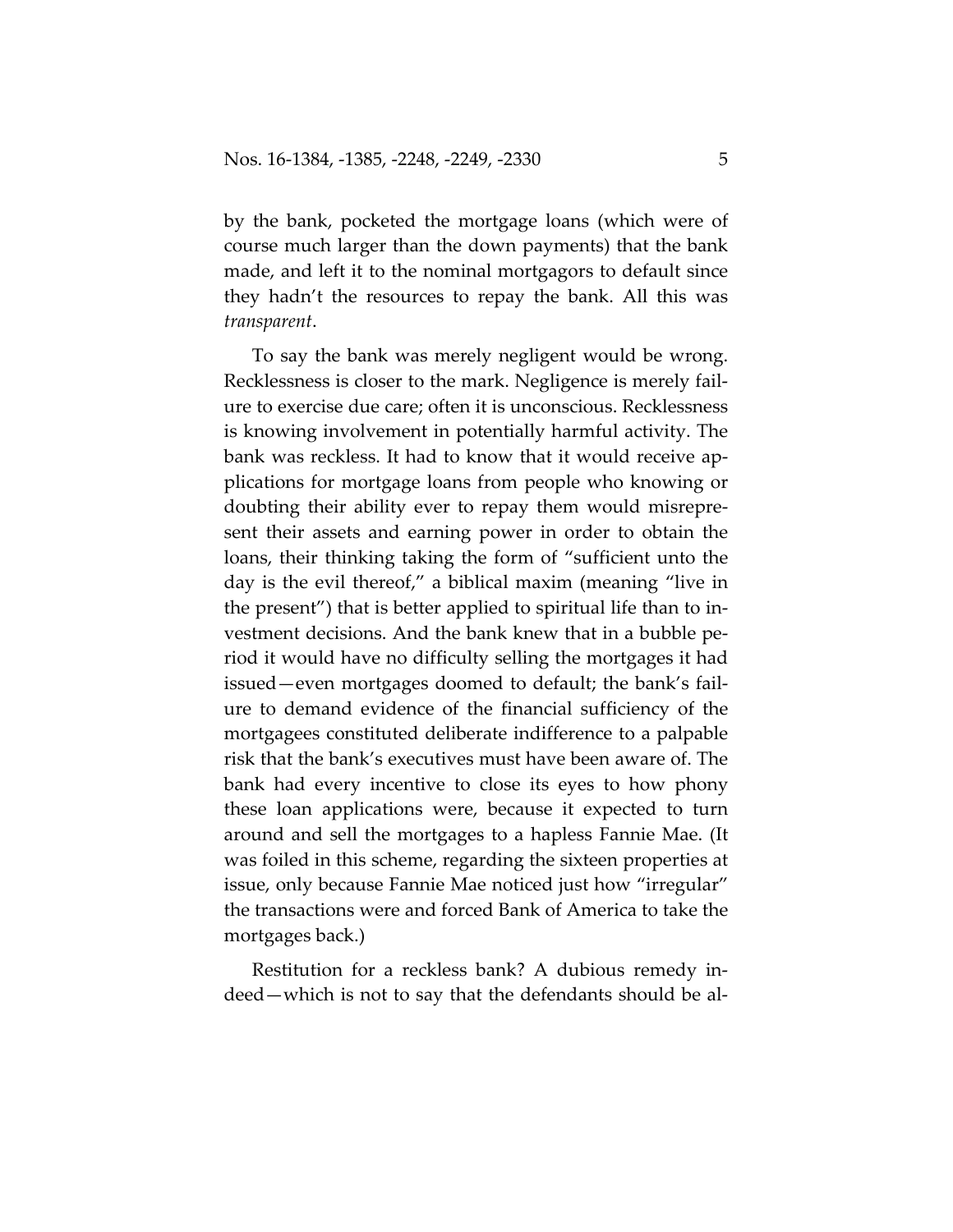by the bank, pocketed the mortgage loans (which were of course much larger than the down payments) that the bank made, and left it to the nominal mortgagors to default since they hadn't the resources to repay the bank. All this was *transparent*.

To say the bank was merely negligent would be wrong. Recklessness is closer to the mark. Negligence is merely failure to exercise due care; often it is unconscious. Recklessness is knowing involvement in potentially harmful activity. The bank was reckless. It had to know that it would receive applications for mortgage loans from people who knowing or doubting their ability ever to repay them would misrepresent their assets and earning power in order to obtain the loans, their thinking taking the form of "sufficient unto the day is the evil thereof," a biblical maxim (meaning "live in the present") that is better applied to spiritual life than to investment decisions. And the bank knew that in a bubble period it would have no difficulty selling the mortgages it had issued—even mortgages doomed to default; the bank's failure to demand evidence of the financial sufficiency of the mortgagees constituted deliberate indifference to a palpable risk that the bank's executives must have been aware of. The bank had every incentive to close its eyes to how phony these loan applications were, because it expected to turn around and sell the mortgages to a hapless Fannie Mae. (It was foiled in this scheme, regarding the sixteen properties at issue, only because Fannie Mae noticed just how "irregular" the transactions were and forced Bank of America to take the mortgages back.)

Restitution for a reckless bank? A dubious remedy indeed—which is not to say that the defendants should be al-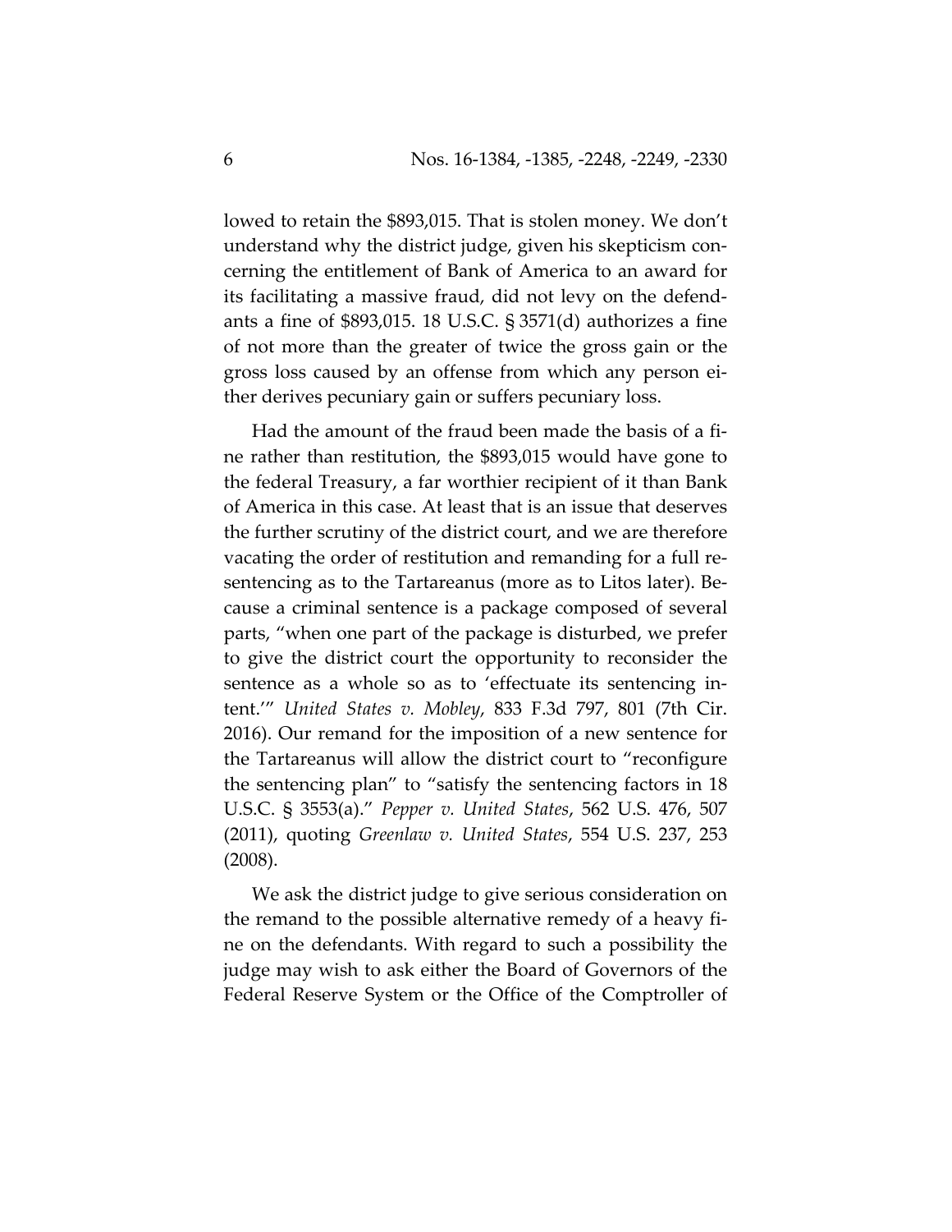lowed to retain the $893,015. That is stolen money. We don't understand why the district judge, given his skepticism concerning the entitlement of Bank of America to an award for its facilitating a massive fraud, did not levy on the defendants a fine of $893,015. 18 U.S.C. § 3571(d) authorizes a fine of not more than the greater of twice the gross gain or the gross loss caused by an offense from which any person either derives pecuniary gain or suffers pecuniary loss.

Had the amount of the fraud been made the basis of a fine rather than restitution, the $893,015 would have gone to the federal Treasury, a far worthier recipient of it than Bank of America in this case. At least that is an issue that deserves the further scrutiny of the district court, and we are therefore vacating the order of restitution and remanding for a full resentencing as to the Tartareanus (more as to Litos later). Because a criminal sentence is a package composed of several parts, "when one part of the package is disturbed, we prefer to give the district court the opportunity to reconsider the sentence as a whole so as to 'effectuate its sentencing intent.'" *United States v. Mobley*, 833 F.3d 797, 801 (7th Cir. 2016). Our remand for the imposition of a new sentence for the Tartareanus will allow the district court to "reconfigure the sentencing plan" to "satisfy the sentencing factors in 18 U.S.C. § 3553(a)." *Pepper v. United States*, 562 U.S. 476, 507 (2011), quoting *Greenlaw v. United States*, 554 U.S. 237, 253 (2008).

We ask the district judge to give serious consideration on the remand to the possible alternative remedy of a heavy fine on the defendants. With regard to such a possibility the judge may wish to ask either the Board of Governors of the Federal Reserve System or the Office of the Comptroller of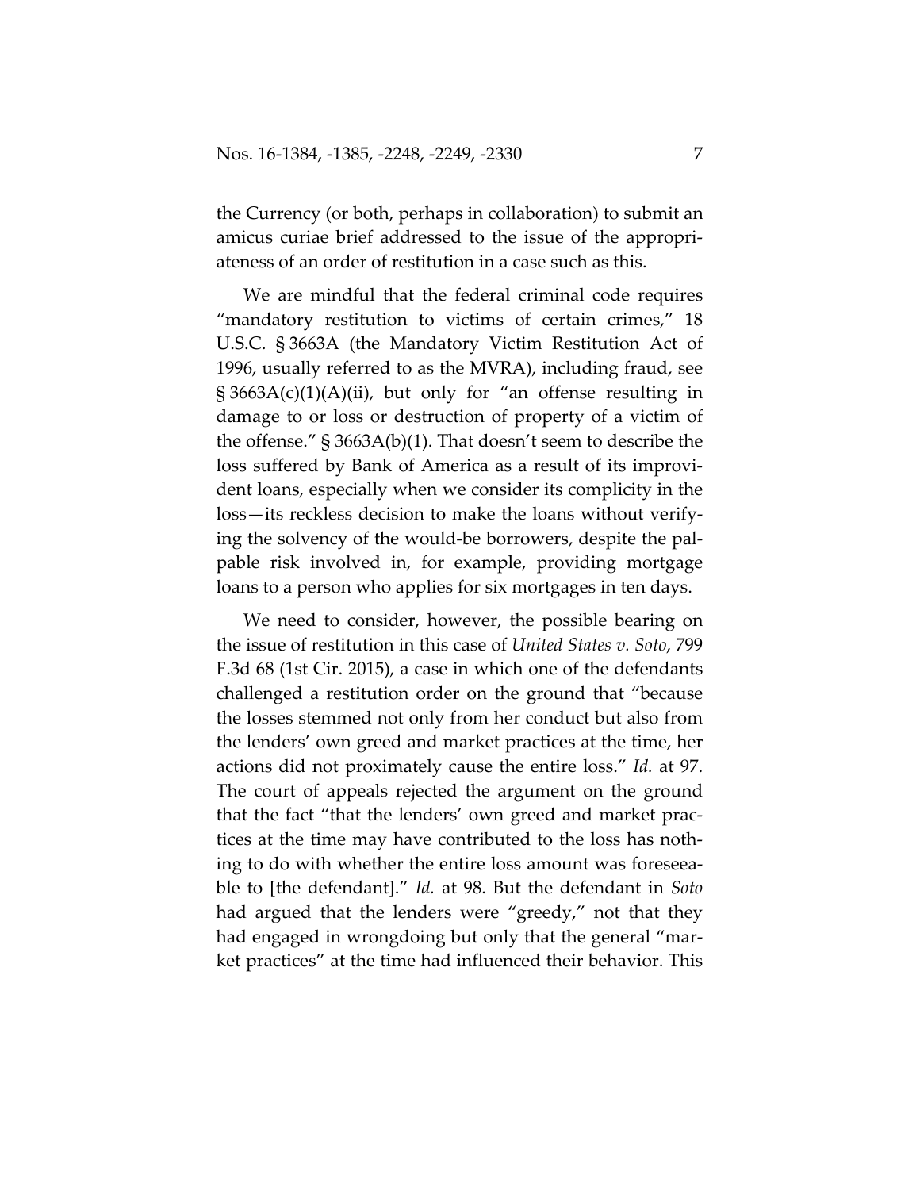the Currency (or both, perhaps in collaboration) to submit an amicus curiae brief addressed to the issue of the appropriateness of an order of restitution in a case such as this.

We are mindful that the federal criminal code requires "mandatory restitution to victims of certain crimes," 18 U.S.C. § 3663A (the Mandatory Victim Restitution Act of 1996, usually referred to as the MVRA), including fraud, see § 3663A(c)(1)(A)(ii), but only for "an offense resulting in damage to or loss or destruction of property of a victim of the offense." § 3663A(b)(1). That doesn't seem to describe the loss suffered by Bank of America as a result of its improvident loans, especially when we consider its complicity in the loss—its reckless decision to make the loans without verifying the solvency of the would-be borrowers, despite the palpable risk involved in, for example, providing mortgage loans to a person who applies for six mortgages in ten days.

We need to consider, however, the possible bearing on the issue of restitution in this case of *United States v. Soto*, 799 F.3d 68 (1st Cir. 2015), a case in which one of the defendants challenged a restitution order on the ground that "because the losses stemmed not only from her conduct but also from the lenders' own greed and market practices at the time, her actions did not proximately cause the entire loss." *Id.* at 97. The court of appeals rejected the argument on the ground that the fact "that the lenders' own greed and market practices at the time may have contributed to the loss has nothing to do with whether the entire loss amount was foreseeable to [the defendant]." *Id.* at 98. But the defendant in *Soto* had argued that the lenders were "greedy," not that they had engaged in wrongdoing but only that the general "market practices" at the time had influenced their behavior. This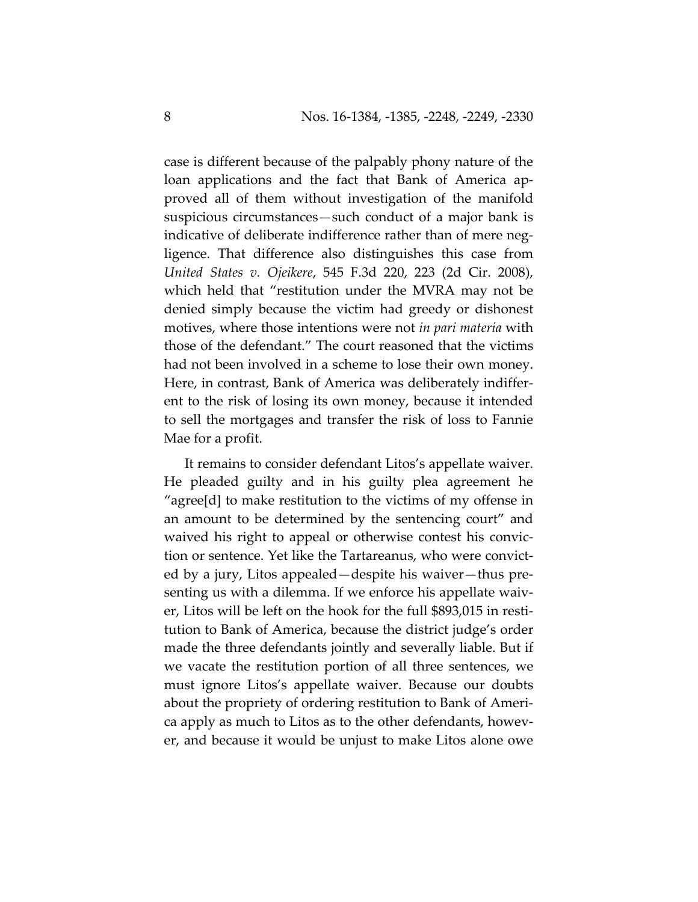case is different because of the palpably phony nature of the loan applications and the fact that Bank of America approved all of them without investigation of the manifold suspicious circumstances—such conduct of a major bank is indicative of deliberate indifference rather than of mere negligence. That difference also distinguishes this case from *United States v. Ojeikere*, 545 F.3d 220, 223 (2d Cir. 2008), which held that "restitution under the MVRA may not be denied simply because the victim had greedy or dishonest motives, where those intentions were not *in pari materia* with those of the defendant." The court reasoned that the victims had not been involved in a scheme to lose their own money. Here, in contrast, Bank of America was deliberately indifferent to the risk of losing its own money, because it intended to sell the mortgages and transfer the risk of loss to Fannie Mae for a profit.

It remains to consider defendant Litos's appellate waiver. He pleaded guilty and in his guilty plea agreement he "agree[d] to make restitution to the victims of my offense in an amount to be determined by the sentencing court" and waived his right to appeal or otherwise contest his conviction or sentence. Yet like the Tartareanus, who were convicted by a jury, Litos appealed—despite his waiver—thus presenting us with a dilemma. If we enforce his appellate waiver, Litos will be left on the hook for the full $893,015 in restitution to Bank of America, because the district judge's order made the three defendants jointly and severally liable. But if we vacate the restitution portion of all three sentences, we must ignore Litos's appellate waiver. Because our doubts about the propriety of ordering restitution to Bank of America apply as much to Litos as to the other defendants, however, and because it would be unjust to make Litos alone owe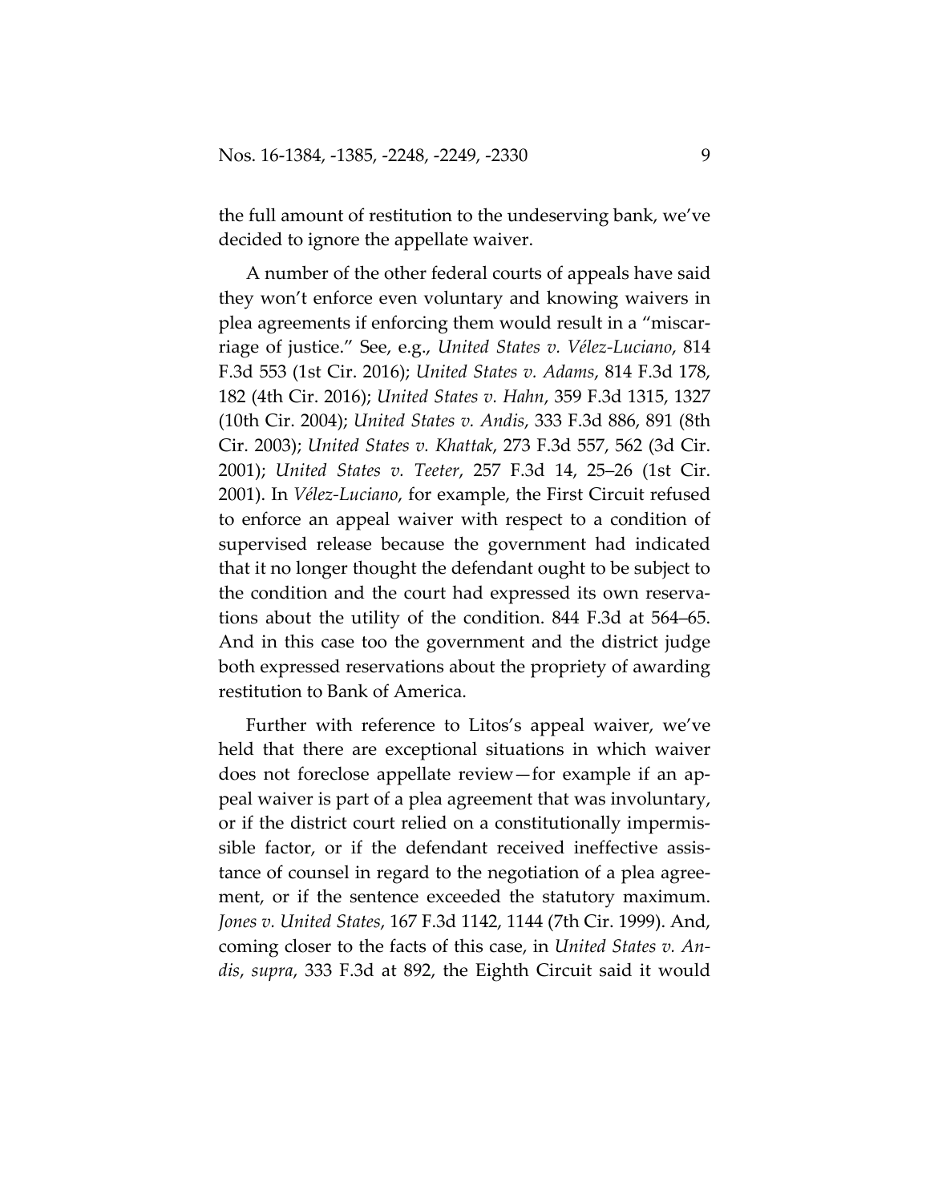the full amount of restitution to the undeserving bank, we've decided to ignore the appellate waiver.

A number of the other federal courts of appeals have said they won't enforce even voluntary and knowing waivers in plea agreements if enforcing them would result in a "miscarriage of justice." See, e.g., *United States v. Vélez-Luciano*, 814 F.3d 553 (1st Cir. 2016); *United States v. Adams*, 814 F.3d 178, 182 (4th Cir. 2016); *United States v. Hahn*, 359 F.3d 1315, 1327 (10th Cir. 2004); *United States v. Andis*, 333 F.3d 886, 891 (8th Cir. 2003); *United States v. Khattak*, 273 F.3d 557, 562 (3d Cir. 2001); *United States v. Teeter*, 257 F.3d 14, 25–26 (1st Cir. 2001). In *Vélez-Luciano*, for example, the First Circuit refused to enforce an appeal waiver with respect to a condition of supervised release because the government had indicated that it no longer thought the defendant ought to be subject to the condition and the court had expressed its own reservations about the utility of the condition. 844 F.3d at 564–65. And in this case too the government and the district judge both expressed reservations about the propriety of awarding restitution to Bank of America.

Further with reference to Litos's appeal waiver, we've held that there are exceptional situations in which waiver does not foreclose appellate review—for example if an appeal waiver is part of a plea agreement that was involuntary, or if the district court relied on a constitutionally impermissible factor, or if the defendant received ineffective assistance of counsel in regard to the negotiation of a plea agreement, or if the sentence exceeded the statutory maximum. *Jones v. United States*, 167 F.3d 1142, 1144 (7th Cir. 1999). And, coming closer to the facts of this case, in *United States v. Andis*, *supra*, 333 F.3d at 892, the Eighth Circuit said it would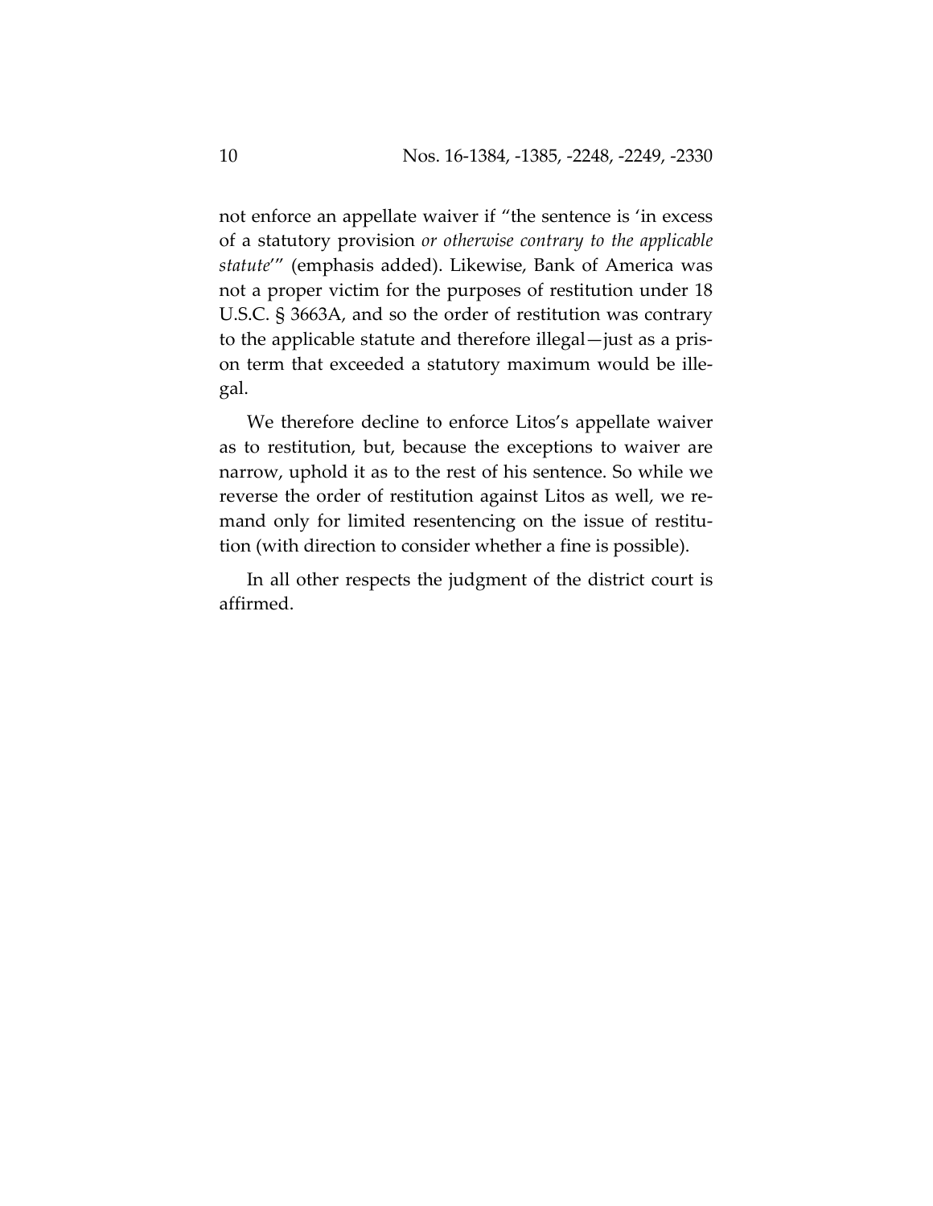not enforce an appellate waiver if "the sentence is 'in excess of a statutory provision *or otherwise contrary to the applicable statute*'" (emphasis added). Likewise, Bank of America was not a proper victim for the purposes of restitution under 18 U.S.C. § 3663A, and so the order of restitution was contrary to the applicable statute and therefore illegal—just as a prison term that exceeded a statutory maximum would be illegal.

We therefore decline to enforce Litos's appellate waiver as to restitution, but, because the exceptions to waiver are narrow, uphold it as to the rest of his sentence. So while we reverse the order of restitution against Litos as well, we remand only for limited resentencing on the issue of restitution (with direction to consider whether a fine is possible).

In all other respects the judgment of the district court is affirmed.